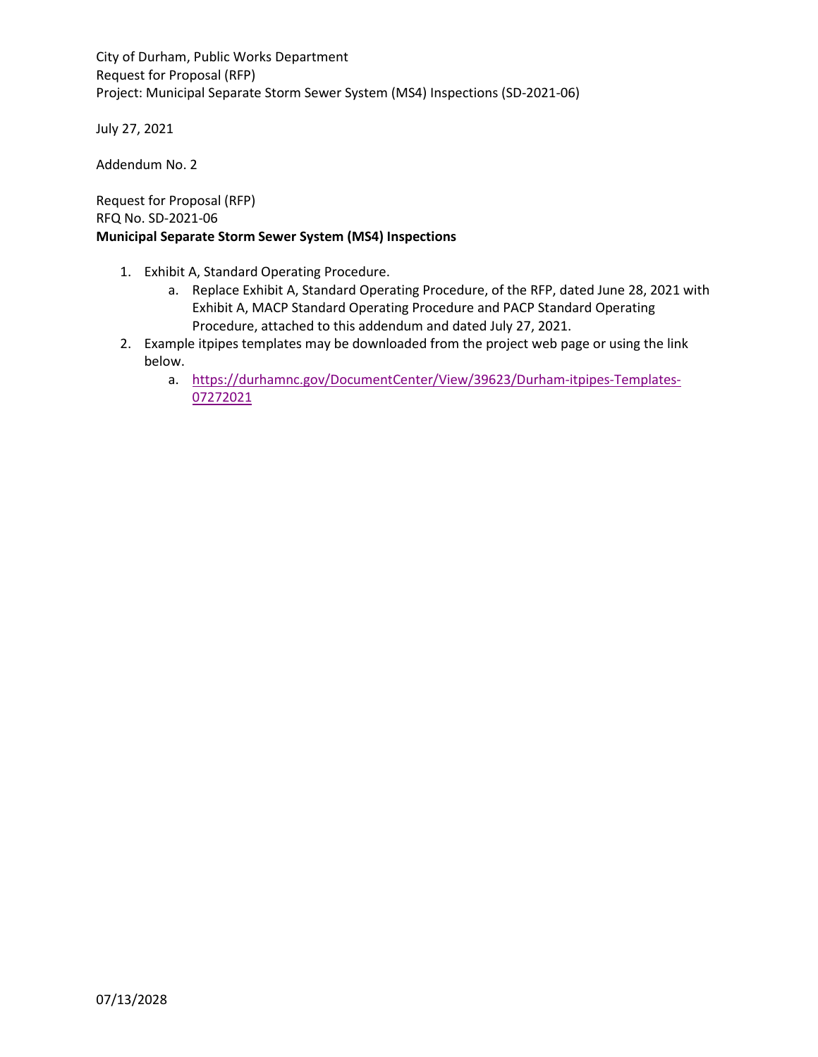City of Durham, Public Works Department
Request for Proposal (RFP)
Project: Municipal Separate Storm Sewer System (MS4) Inspections (SD-2021-06)

July 27, 2021

Addendum No. 2

Request for Proposal (RFP)
RFQ No. SD-2021-06
**Municipal Separate Storm Sewer System (MS4) Inspections**

1. Exhibit A, Standard Operating Procedure.
    a. Replace Exhibit A, Standard Operating Procedure, of the RFP, dated June 28, 2021 with Exhibit A, MACP Standard Operating Procedure and PACP Standard Operating Procedure, attached to this addendum and dated July 27, 2021.
2. Example itpipes templates may be downloaded from the project web page or using the link below.
    a. https://durhamnc.gov/DocumentCenter/View/39623/Durham-itpipes-Templates-07272021

07/13/2028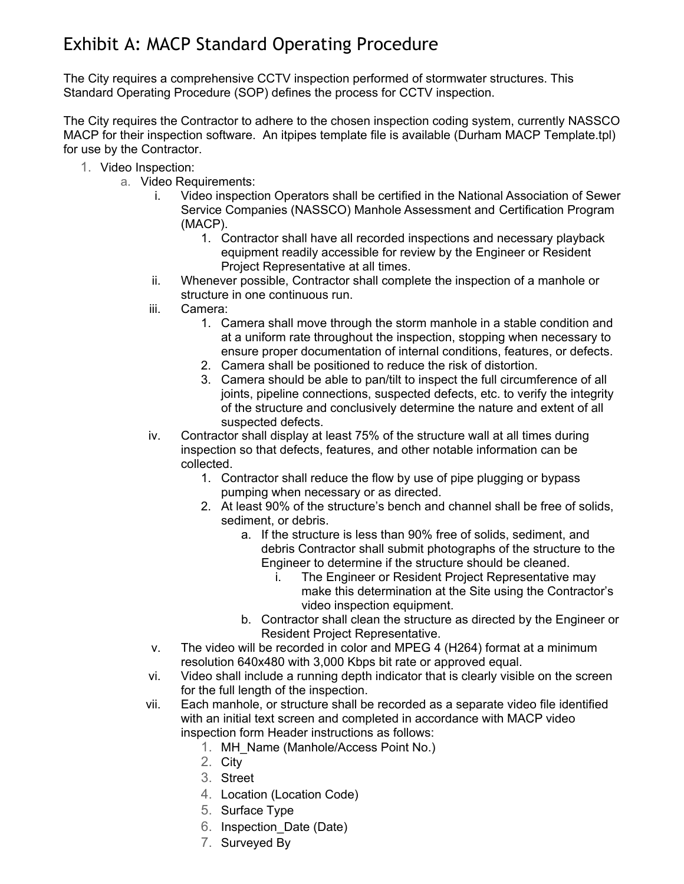# Exhibit A: MACP Standard Operating Procedure

The City requires a comprehensive CCTV inspection performed of stormwater structures. This Standard Operating Procedure (SOP) defines the process for CCTV inspection.

The City requires the Contractor to adhere to the chosen inspection coding system, currently NASSCO MACP for their inspection software. An itpipes template file is available (Durham MACP Template.tpl) for use by the Contractor.

1. Video Inspection:
   a. Video Requirements:
      i. Video inspection Operators shall be certified in the National Association of Sewer Service Companies (NASSCO) Manhole Assessment and Certification Program (MACP).
         1. Contractor shall have all recorded inspections and necessary playback equipment readily accessible for review by the Engineer or Resident Project Representative at all times.
      ii. Whenever possible, Contractor shall complete the inspection of a manhole or structure in one continuous run.
      iii. Camera:
         1. Camera shall move through the storm manhole in a stable condition and at a uniform rate throughout the inspection, stopping when necessary to ensure proper documentation of internal conditions, features, or defects.
         2. Camera shall be positioned to reduce the risk of distortion.
         3. Camera should be able to pan/tilt to inspect the full circumference of all joints, pipeline connections, suspected defects, etc. to verify the integrity of the structure and conclusively determine the nature and extent of all suspected defects.
      iv. Contractor shall display at least 75% of the structure wall at all times during inspection so that defects, features, and other notable information can be collected.
         1. Contractor shall reduce the flow by use of pipe plugging or bypass pumping when necessary or as directed.
         2. At least 90% of the structure's bench and channel shall be free of solids, sediment, or debris.
            a. If the structure is less than 90% free of solids, sediment, and debris Contractor shall submit photographs of the structure to the Engineer to determine if the structure should be cleaned.
               i. The Engineer or Resident Project Representative may make this determination at the Site using the Contractor's video inspection equipment.
            b. Contractor shall clean the structure as directed by the Engineer or Resident Project Representative.
      v. The video will be recorded in color and MPEG 4 (H264) format at a minimum resolution 640x480 with 3,000 Kbps bit rate or approved equal.
      vi. Video shall include a running depth indicator that is clearly visible on the screen for the full length of the inspection.
      vii. Each manhole, or structure shall be recorded as a separate video file identified with an initial text screen and completed in accordance with MACP video inspection form Header instructions as follows:
         1. MH_Name (Manhole/Access Point No.)
         2. City
         3. Street
         4. Location (Location Code)
         5. Surface Type
         6. Inspection_Date (Date)
         7. Surveyed By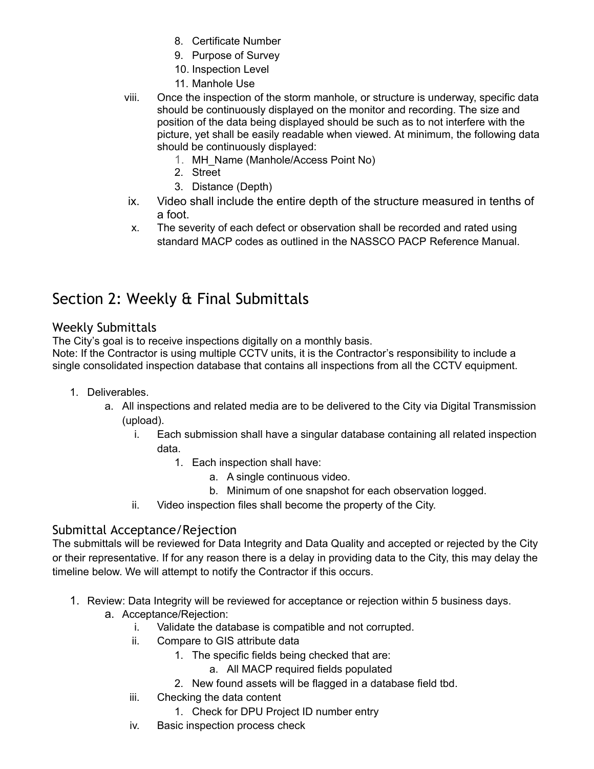8. Certificate Number
9. Purpose of Survey
10. Inspection Level
11. Manhole Use

viii. Once the inspection of the storm manhole, or structure is underway, specific data should be continuously displayed on the monitor and recording. The size and position of the data being displayed should be such as to not interfere with the picture, yet shall be easily readable when viewed. At minimum, the following data should be continuously displayed:
1. MH_Name (Manhole/Access Point No)
2. Street
3. Distance (Depth)

ix. Video shall include the entire depth of the structure measured in tenths of a foot.

x. The severity of each defect or observation shall be recorded and rated using standard MACP codes as outlined in the NASSCO PACP Reference Manual.

## Section 2: Weekly & Final Submittals

### Weekly Submittals

The City's goal is to receive inspections digitally on a monthly basis.
Note: If the Contractor is using multiple CCTV units, it is the Contractor's responsibility to include a single consolidated inspection database that contains all inspections from all the CCTV equipment.

1. Deliverables.
   a. All inspections and related media are to be delivered to the City via Digital Transmission (upload).
      i. Each submission shall have a singular database containing all related inspection data.
         1. Each inspection shall have:
            a. A single continuous video.
            b. Minimum of one snapshot for each observation logged.
      ii. Video inspection files shall become the property of the City.

### Submittal Acceptance/Rejection

The submittals will be reviewed for Data Integrity and Data Quality and accepted or rejected by the City or their representative. If for any reason there is a delay in providing data to the City, this may delay the timeline below. We will attempt to notify the Contractor if this occurs.

1. Review: Data Integrity will be reviewed for acceptance or rejection within 5 business days.
   a. Acceptance/Rejection:
      i. Validate the database is compatible and not corrupted.
      ii. Compare to GIS attribute data
         1. The specific fields being checked that are:
            a. All MACP required fields populated
         2. New found assets will be flagged in a database field tbd.
      iii. Checking the data content
         1. Check for DPU Project ID number entry
      iv. Basic inspection process check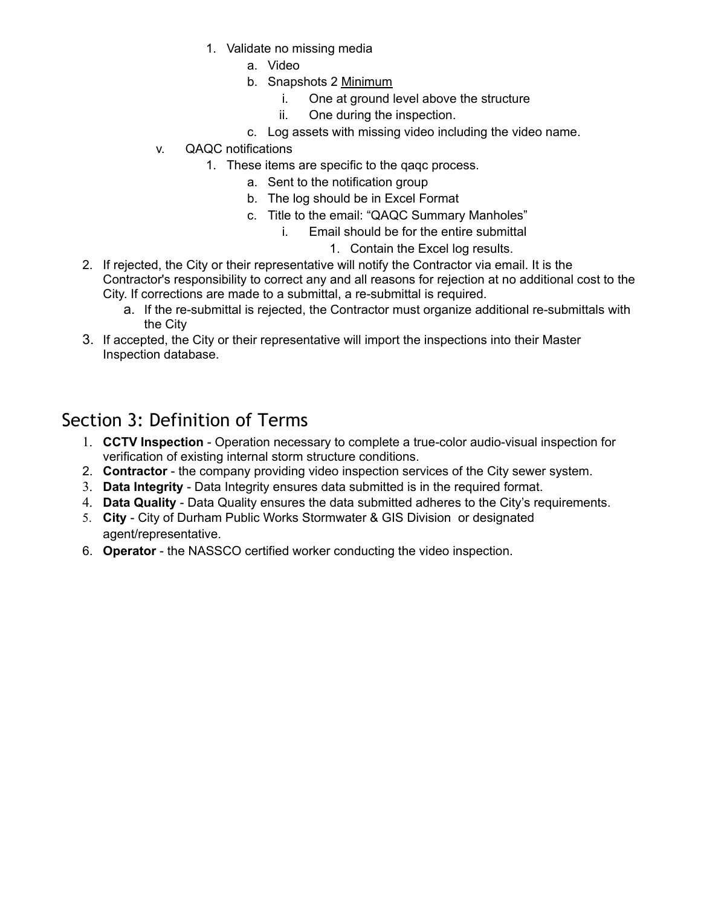1. Validate no missing media
    a. Video
    b. Snapshots 2 <u>Minimum</u>
        i. One at ground level above the structure
        ii. One during the inspection.
    c. Log assets with missing video including the video name.

v. QAQC notifications
1. These items are specific to the qaqc process.
    a. Sent to the notification group
    b. The log should be in Excel Format
    c. Title to the email: "QAQC Summary Manholes"
        i. Email should be for the entire submittal
            1. Contain the Excel log results.

2. If rejected, the City or their representative will notify the Contractor via email. It is the Contractor's responsibility to correct any and all reasons for rejection at no additional cost to the City. If corrections are made to a submittal, a re-submittal is required.
    a. If the re-submittal is rejected, the Contractor must organize additional re-submittals with the City
3. If accepted, the City or their representative will import the inspections into their Master Inspection database.

## Section 3: Definition of Terms

1. **CCTV Inspection** - Operation necessary to complete a true-color audio-visual inspection for verification of existing internal storm structure conditions.
2. **Contractor** - the company providing video inspection services of the City sewer system.
3. **Data Integrity** - Data Integrity ensures data submitted is in the required format.
4. **Data Quality** - Data Quality ensures the data submitted adheres to the City's requirements.
5. **City** - City of Durham Public Works Stormwater & GIS Division or designated agent/representative.
6. **Operator** - the NASSCO certified worker conducting the video inspection.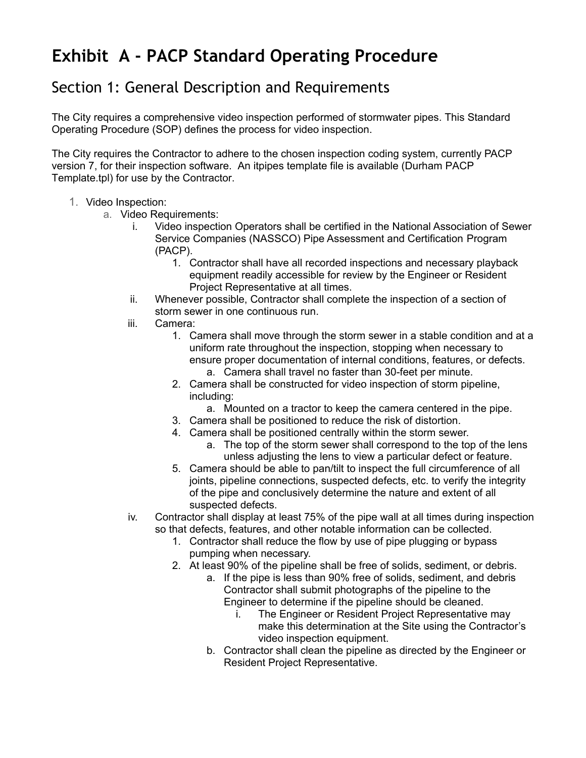# Exhibit A - PACP Standard Operating Procedure

## Section 1: General Description and Requirements

The City requires a comprehensive video inspection performed of stormwater pipes. This Standard Operating Procedure (SOP) defines the process for video inspection.

The City requires the Contractor to adhere to the chosen inspection coding system, currently PACP version 7, for their inspection software. An itpipes template file is available (Durham PACP Template.tpl) for use by the Contractor.

1. Video Inspection:
    a. Video Requirements:
        i. Video inspection Operators shall be certified in the National Association of Sewer Service Companies (NASSCO) Pipe Assessment and Certification Program (PACP).
            1. Contractor shall have all recorded inspections and necessary playback equipment readily accessible for review by the Engineer or Resident Project Representative at all times.
        ii. Whenever possible, Contractor shall complete the inspection of a section of storm sewer in one continuous run.
        iii. Camera:
            1. Camera shall move through the storm sewer in a stable condition and at a uniform rate throughout the inspection, stopping when necessary to ensure proper documentation of internal conditions, features, or defects.
                a. Camera shall travel no faster than 30-feet per minute.
            2. Camera shall be constructed for video inspection of storm pipeline, including:
                a. Mounted on a tractor to keep the camera centered in the pipe.
            3. Camera shall be positioned to reduce the risk of distortion.
            4. Camera shall be positioned centrally within the storm sewer.
                a. The top of the storm sewer shall correspond to the top of the lens unless adjusting the lens to view a particular defect or feature.
            5. Camera should be able to pan/tilt to inspect the full circumference of all joints, pipeline connections, suspected defects, etc. to verify the integrity of the pipe and conclusively determine the nature and extent of all suspected defects.
        iv. Contractor shall display at least 75% of the pipe wall at all times during inspection so that defects, features, and other notable information can be collected.
            1. Contractor shall reduce the flow by use of pipe plugging or bypass pumping when necessary.
            2. At least 90% of the pipeline shall be free of solids, sediment, or debris.
                a. If the pipe is less than 90% free of solids, sediment, and debris Contractor shall submit photographs of the pipeline to the Engineer to determine if the pipeline should be cleaned.
                    i. The Engineer or Resident Project Representative may make this determination at the Site using the Contractor's video inspection equipment.
                b. Contractor shall clean the pipeline as directed by the Engineer or Resident Project Representative.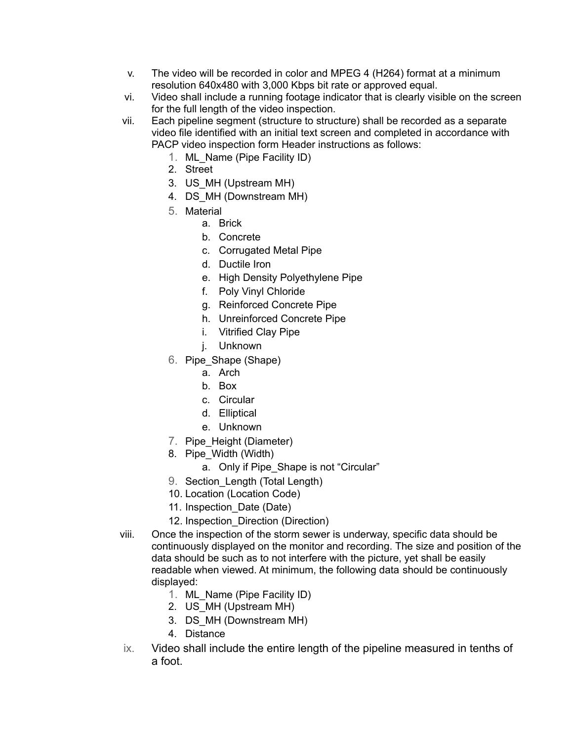v. The video will be recorded in color and MPEG 4 (H264) format at a minimum resolution 640x480 with 3,000 Kbps bit rate or approved equal.

vi. Video shall include a running footage indicator that is clearly visible on the screen for the full length of the video inspection.

vii. Each pipeline segment (structure to structure) shall be recorded as a separate video file identified with an initial text screen and completed in accordance with PACP video inspection form Header instructions as follows:

   1. ML_Name (Pipe Facility ID)
   2. Street
   3. US_MH (Upstream MH)
   4. DS_MH (Downstream MH)
   5. Material
      a. Brick
      b. Concrete
      c. Corrugated Metal Pipe
      d. Ductile Iron
      e. High Density Polyethylene Pipe
      f. Poly Vinyl Chloride
      g. Reinforced Concrete Pipe
      h. Unreinforced Concrete Pipe
      i. Vitrified Clay Pipe
      j. Unknown
   6. Pipe_Shape (Shape)
      a. Arch
      b. Box
      c. Circular
      d. Elliptical
      e. Unknown
   7. Pipe_Height (Diameter)
   8. Pipe_Width (Width)
      a. Only if Pipe_Shape is not "Circular"
   9. Section_Length (Total Length)
   10. Location (Location Code)
   11. Inspection_Date (Date)
   12. Inspection_Direction (Direction)

viii. Once the inspection of the storm sewer is underway, specific data should be continuously displayed on the monitor and recording. The size and position of the data should be such as to not interfere with the picture, yet shall be easily readable when viewed. At minimum, the following data should be continuously displayed:

   1. ML_Name (Pipe Facility ID)
   2. US_MH (Upstream MH)
   3. DS_MH (Downstream MH)
   4. Distance

ix. Video shall include the entire length of the pipeline measured in tenths of a foot.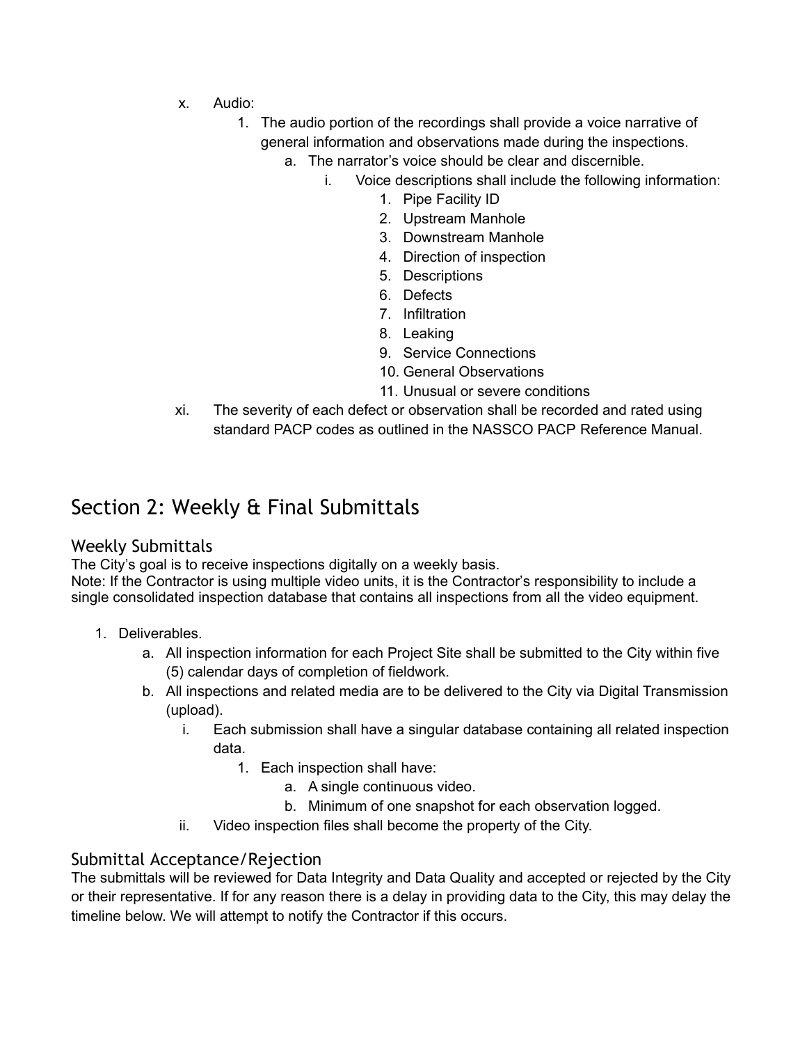x. Audio:
   1. The audio portion of the recordings shall provide a voice narrative of general information and observations made during the inspections.
      a. The narrator's voice should be clear and discernible.
         i. Voice descriptions shall include the following information:
            1. Pipe Facility ID
            2. Upstream Manhole
            3. Downstream Manhole
            4. Direction of inspection
            5. Descriptions
            6. Defects
            7. Infiltration
            8. Leaking
            9. Service Connections
            10. General Observations
            11. Unusual or severe conditions

xi. The severity of each defect or observation shall be recorded and rated using standard PACP codes as outlined in the NASSCO PACP Reference Manual.

# Section 2: Weekly & Final Submittals

## Weekly Submittals

The City's goal is to receive inspections digitally on a weekly basis.
Note: If the Contractor is using multiple video units, it is the Contractor's responsibility to include a single consolidated inspection database that contains all inspections from all the video equipment.

1. Deliverables.
   a. All inspection information for each Project Site shall be submitted to the City within five (5) calendar days of completion of fieldwork.
   b. All inspections and related media are to be delivered to the City via Digital Transmission (upload).
      i. Each submission shall have a singular database containing all related inspection data.
         1. Each inspection shall have:
            a. A single continuous video.
            b. Minimum of one snapshot for each observation logged.
      ii. Video inspection files shall become the property of the City.

## Submittal Acceptance/Rejection

The submittals will be reviewed for Data Integrity and Data Quality and accepted or rejected by the City or their representative. If for any reason there is a delay in providing data to the City, this may delay the timeline below. We will attempt to notify the Contractor if this occurs.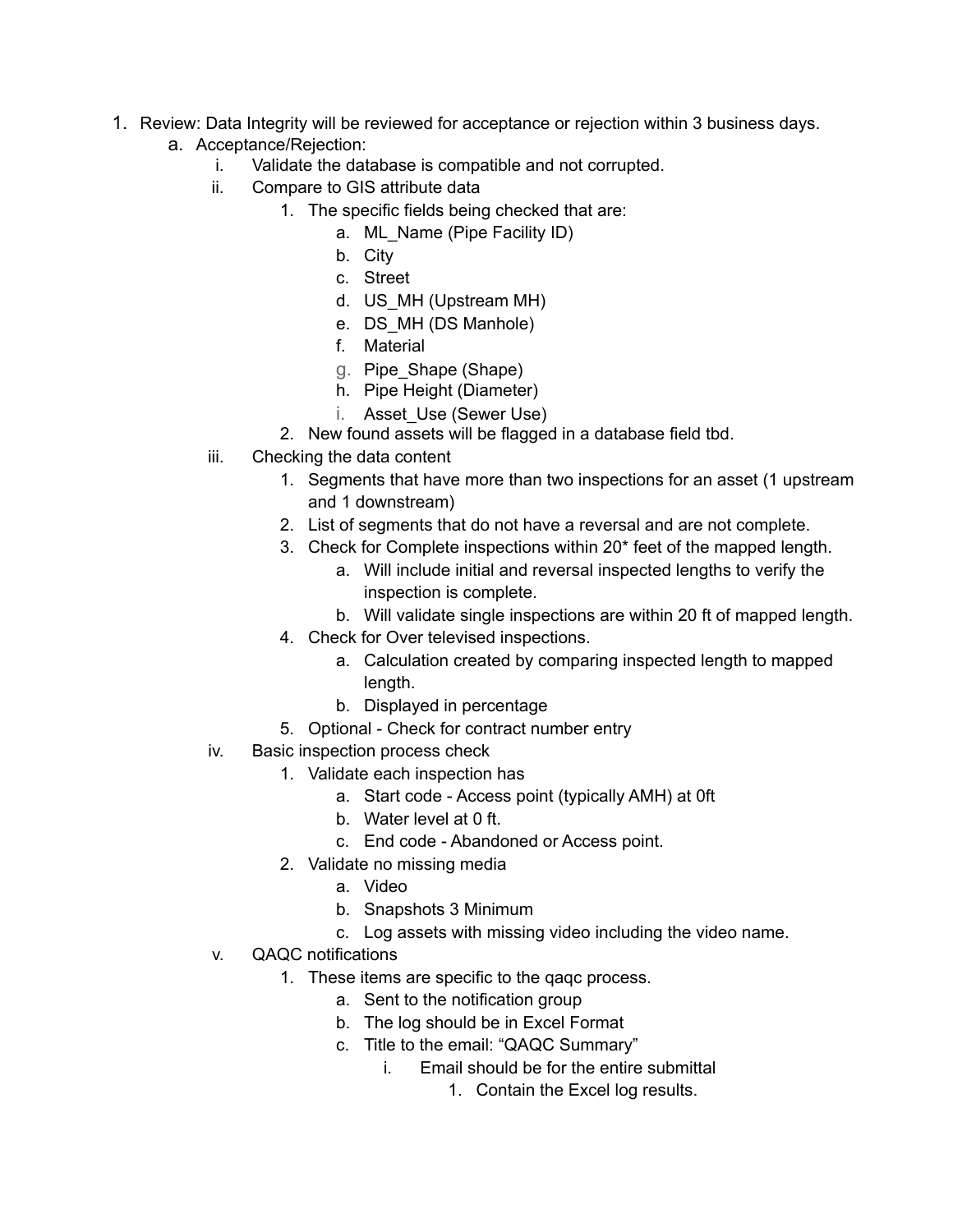1. Review: Data Integrity will be reviewed for acceptance or rejection within 3 business days.
    a. Acceptance/Rejection:
        i. Validate the database is compatible and not corrupted.
        ii. Compare to GIS attribute data
            1. The specific fields being checked that are:
                a. ML_Name (Pipe Facility ID)
                b. City
                c. Street
                d. US_MH (Upstream MH)
                e. DS_MH (DS Manhole)
                f. Material
                g. Pipe_Shape (Shape)
                h. Pipe Height (Diameter)
                i. Asset_Use (Sewer Use)
            2. New found assets will be flagged in a database field tbd.
        iii. Checking the data content
            1. Segments that have more than two inspections for an asset (1 upstream and 1 downstream)
            2. List of segments that do not have a reversal and are not complete.
            3. Check for Complete inspections within 20* feet of the mapped length.
                a. Will include initial and reversal inspected lengths to verify the inspection is complete.
                b. Will validate single inspections are within 20 ft of mapped length.
            4. Check for Over televised inspections.
                a. Calculation created by comparing inspected length to mapped length.
                b. Displayed in percentage
            5. Optional - Check for contract number entry
        iv. Basic inspection process check
            1. Validate each inspection has
                a. Start code - Access point (typically AMH) at 0ft
                b. Water level at 0 ft.
                c. End code - Abandoned or Access point.
            2. Validate no missing media
                a. Video
                b. Snapshots 3 Minimum
                c. Log assets with missing video including the video name.
        v. QAQC notifications
            1. These items are specific to the qaqc process.
                a. Sent to the notification group
                b. The log should be in Excel Format
                c. Title to the email: "QAQC Summary"
                    i. Email should be for the entire submittal
                        1. Contain the Excel log results.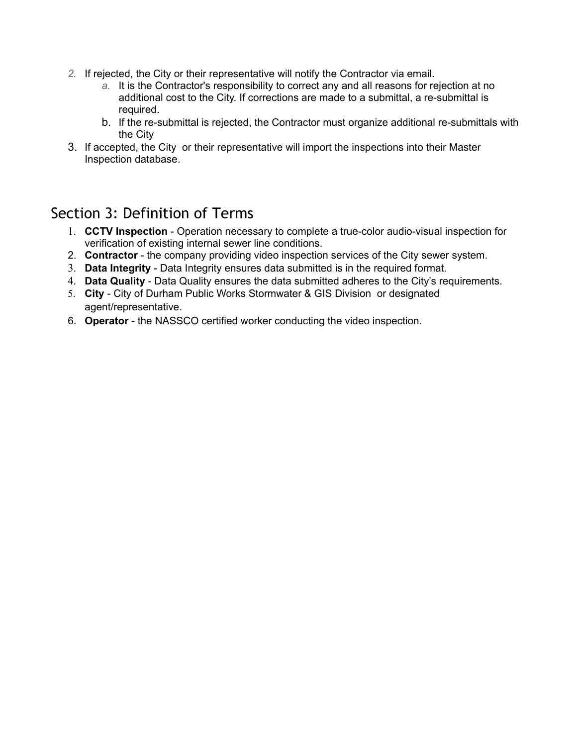2. If rejected, the City or their representative will notify the Contractor via email.
    a. It is the Contractor's responsibility to correct any and all reasons for rejection at no additional cost to the City. If corrections are made to a submittal, a re-submittal is required.
    b. If the re-submittal is rejected, the Contractor must organize additional re-submittals with the City
3. If accepted, the City or their representative will import the inspections into their Master Inspection database.

## Section 3: Definition of Terms

1. **CCTV Inspection** - Operation necessary to complete a true-color audio-visual inspection for verification of existing internal sewer line conditions.
2. **Contractor** - the company providing video inspection services of the City sewer system.
3. **Data Integrity** - Data Integrity ensures data submitted is in the required format.
4. **Data Quality** - Data Quality ensures the data submitted adheres to the City's requirements.
5. **City** - City of Durham Public Works Stormwater & GIS Division or designated agent/representative.
6. **Operator** - the NASSCO certified worker conducting the video inspection.